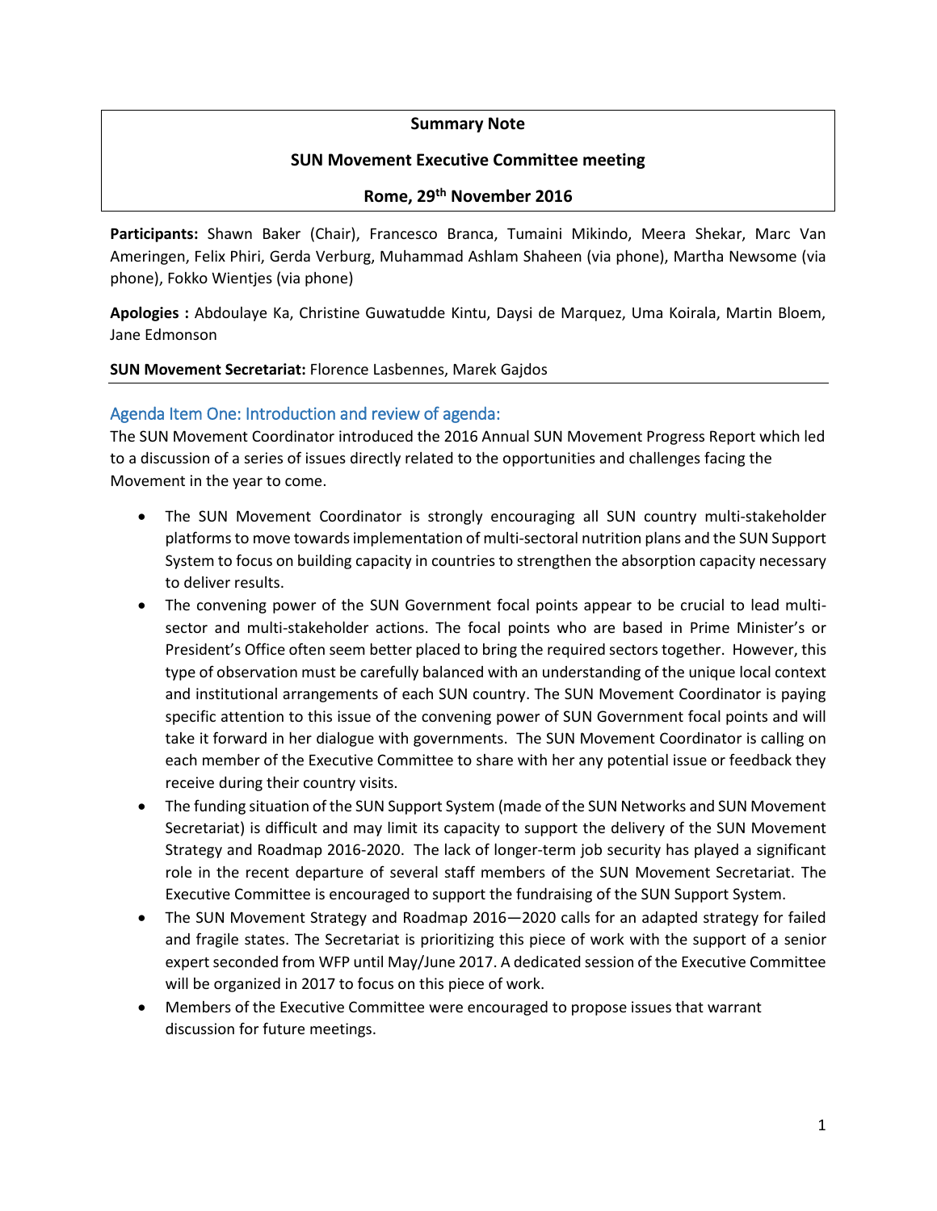**Summary Note**

**SUN Movement Executive Committee meeting**

**Rome, 29th November 2016**

**Participants:** Shawn Baker (Chair), Francesco Branca, Tumaini Mikindo, Meera Shekar, Marc Van Ameringen, Felix Phiri, Gerda Verburg, Muhammad Ashlam Shaheen (via phone), Martha Newsome (via phone), Fokko Wientjes (via phone)

**Apologies :** Abdoulaye Ka, Christine Guwatudde Kintu, Daysi de Marquez, Uma Koirala, Martin Bloem, Jane Edmonson

**SUN Movement Secretariat:** Florence Lasbennes, Marek Gajdos

## Agenda Item One: Introduction and review of agenda:

The SUN Movement Coordinator introduced the 2016 Annual SUN Movement Progress Report which led to a discussion of a series of issues directly related to the opportunities and challenges facing the Movement in the year to come.

- The SUN Movement Coordinator is strongly encouraging all SUN country multi-stakeholder platforms to move towards implementation of multi-sectoral nutrition plans and the SUN Support System to focus on building capacity in countries to strengthen the absorption capacity necessary to deliver results.
- The convening power of the SUN Government focal points appear to be crucial to lead multi-sector and multi-stakeholder actions. The focal points who are based in Prime Minister's or President's Office often seem better placed to bring the required sectors together. However, this type of observation must be carefully balanced with an understanding of the unique local context and institutional arrangements of each SUN country. The SUN Movement Coordinator is paying specific attention to this issue of the convening power of SUN Government focal points and will take it forward in her dialogue with governments. The SUN Movement Coordinator is calling on each member of the Executive Committee to share with her any potential issue or feedback they receive during their country visits.
- The funding situation of the SUN Support System (made of the SUN Networks and SUN Movement Secretariat) is difficult and may limit its capacity to support the delivery of the SUN Movement Strategy and Roadmap 2016-2020. The lack of longer-term job security has played a significant role in the recent departure of several staff members of the SUN Movement Secretariat. The Executive Committee is encouraged to support the fundraising of the SUN Support System.
- The SUN Movement Strategy and Roadmap 2016—2020 calls for an adapted strategy for failed and fragile states. The Secretariat is prioritizing this piece of work with the support of a senior expert seconded from WFP until May/June 2017. A dedicated session of the Executive Committee will be organized in 2017 to focus on this piece of work.
- Members of the Executive Committee were encouraged to propose issues that warrant discussion for future meetings.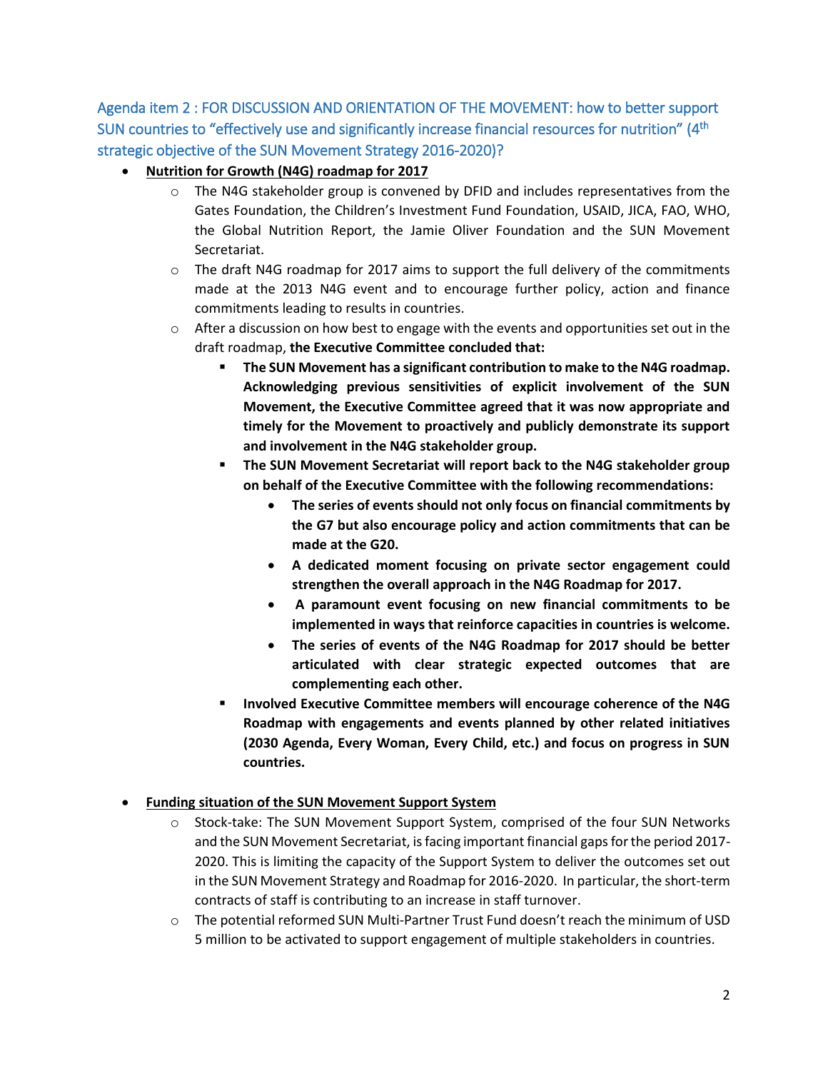## Agenda item 2 : FOR DISCUSSION AND ORIENTATION OF THE MOVEMENT: how to better support SUN countries to "effectively use and significantly increase financial resources for nutrition" (4th strategic objective of the SUN Movement Strategy 2016-2020)?

- **<u>Nutrition for Growth (N4G) roadmap for 2017</u>**
  - The N4G stakeholder group is convened by DFID and includes representatives from the Gates Foundation, the Children's Investment Fund Foundation, USAID, JICA, FAO, WHO, the Global Nutrition Report, the Jamie Oliver Foundation and the SUN Movement Secretariat.
  - The draft N4G roadmap for 2017 aims to support the full delivery of the commitments made at the 2013 N4G event and to encourage further policy, action and finance commitments leading to results in countries.
  - After a discussion on how best to engage with the events and opportunities set out in the draft roadmap, **the Executive Committee concluded that:**
    - **The SUN Movement has a significant contribution to make to the N4G roadmap. Acknowledging previous sensitivities of explicit involvement of the SUN Movement, the Executive Committee agreed that it was now appropriate and timely for the Movement to proactively and publicly demonstrate its support and involvement in the N4G stakeholder group.**
    - **The SUN Movement Secretariat will report back to the N4G stakeholder group on behalf of the Executive Committee with the following recommendations:**
      - **The series of events should not only focus on financial commitments by the G7 but also encourage policy and action commitments that can be made at the G20.**
      - **A dedicated moment focusing on private sector engagement could strengthen the overall approach in the N4G Roadmap for 2017.**
      - **A paramount event focusing on new financial commitments to be implemented in ways that reinforce capacities in countries is welcome.**
      - **The series of events of the N4G Roadmap for 2017 should be better articulated with clear strategic expected outcomes that are complementing each other.**
    - **Involved Executive Committee members will encourage coherence of the N4G Roadmap with engagements and events planned by other related initiatives (2030 Agenda, Every Woman, Every Child, etc.) and focus on progress in SUN countries.**

- **<u>Funding situation of the SUN Movement Support System</u>**
  - Stock-take: The SUN Movement Support System, comprised of the four SUN Networks and the SUN Movement Secretariat, is facing important financial gaps for the period 2017-2020. This is limiting the capacity of the Support System to deliver the outcomes set out in the SUN Movement Strategy and Roadmap for 2016-2020. In particular, the short-term contracts of staff is contributing to an increase in staff turnover.
  - The potential reformed SUN Multi-Partner Trust Fund doesn't reach the minimum of USD 5 million to be activated to support engagement of multiple stakeholders in countries.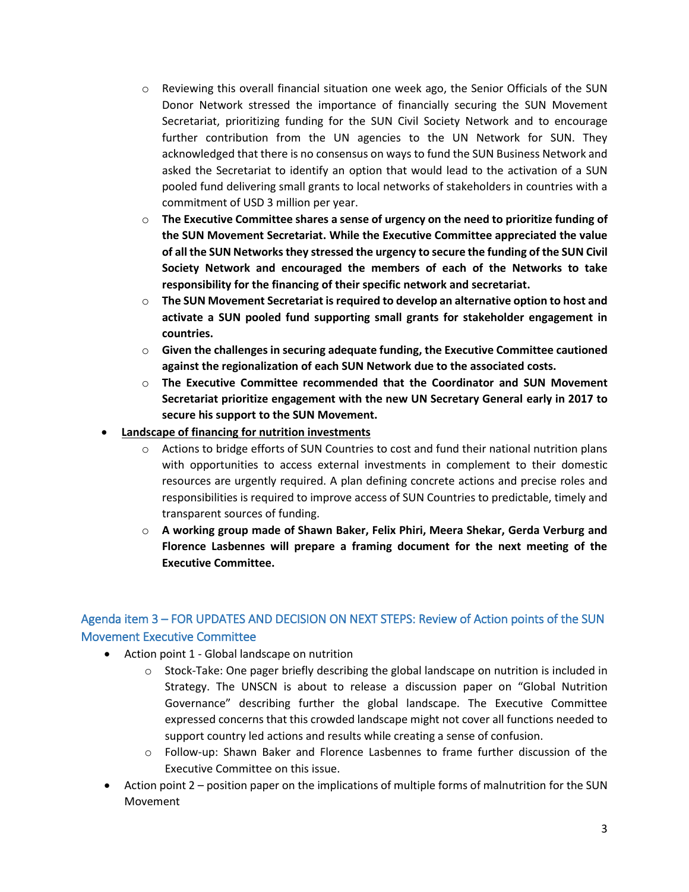- Reviewing this overall financial situation one week ago, the Senior Officials of the SUN Donor Network stressed the importance of financially securing the SUN Movement Secretariat, prioritizing funding for the SUN Civil Society Network and to encourage further contribution from the UN agencies to the UN Network for SUN. They acknowledged that there is no consensus on ways to fund the SUN Business Network and asked the Secretariat to identify an option that would lead to the activation of a SUN pooled fund delivering small grants to local networks of stakeholders in countries with a commitment of USD 3 million per year.
    - **The Executive Committee shares a sense of urgency on the need to prioritize funding of the SUN Movement Secretariat. While the Executive Committee appreciated the value of all the SUN Networks they stressed the urgency to secure the funding of the SUN Civil Society Network and encouraged the members of each of the Networks to take responsibility for the financing of their specific network and secretariat.**
    - **The SUN Movement Secretariat is required to develop an alternative option to host and activate a SUN pooled fund supporting small grants for stakeholder engagement in countries.**
    - **Given the challenges in securing adequate funding, the Executive Committee cautioned against the regionalization of each SUN Network due to the associated costs.**
    - **The Executive Committee recommended that the Coordinator and SUN Movement Secretariat prioritize engagement with the new UN Secretary General early in 2017 to secure his support to the SUN Movement.**

- **<u>Landscape of financing for nutrition investments</u>**
    - Actions to bridge efforts of SUN Countries to cost and fund their national nutrition plans with opportunities to access external investments in complement to their domestic resources are urgently required. A plan defining concrete actions and precise roles and responsibilities is required to improve access of SUN Countries to predictable, timely and transparent sources of funding.
    - **A working group made of Shawn Baker, Felix Phiri, Meera Shekar, Gerda Verburg and Florence Lasbennes will prepare a framing document for the next meeting of the Executive Committee.**

## Agenda item 3 – FOR UPDATES AND DECISION ON NEXT STEPS: Review of Action points of the SUN Movement Executive Committee

- Action point 1 - Global landscape on nutrition
    - Stock-Take: One pager briefly describing the global landscape on nutrition is included in Strategy. The UNSCN is about to release a discussion paper on "Global Nutrition Governance" describing further the global landscape. The Executive Committee expressed concerns that this crowded landscape might not cover all functions needed to support country led actions and results while creating a sense of confusion.
    - Follow-up: Shawn Baker and Florence Lasbennes to frame further discussion of the Executive Committee on this issue.
- Action point 2 – position paper on the implications of multiple forms of malnutrition for the SUN Movement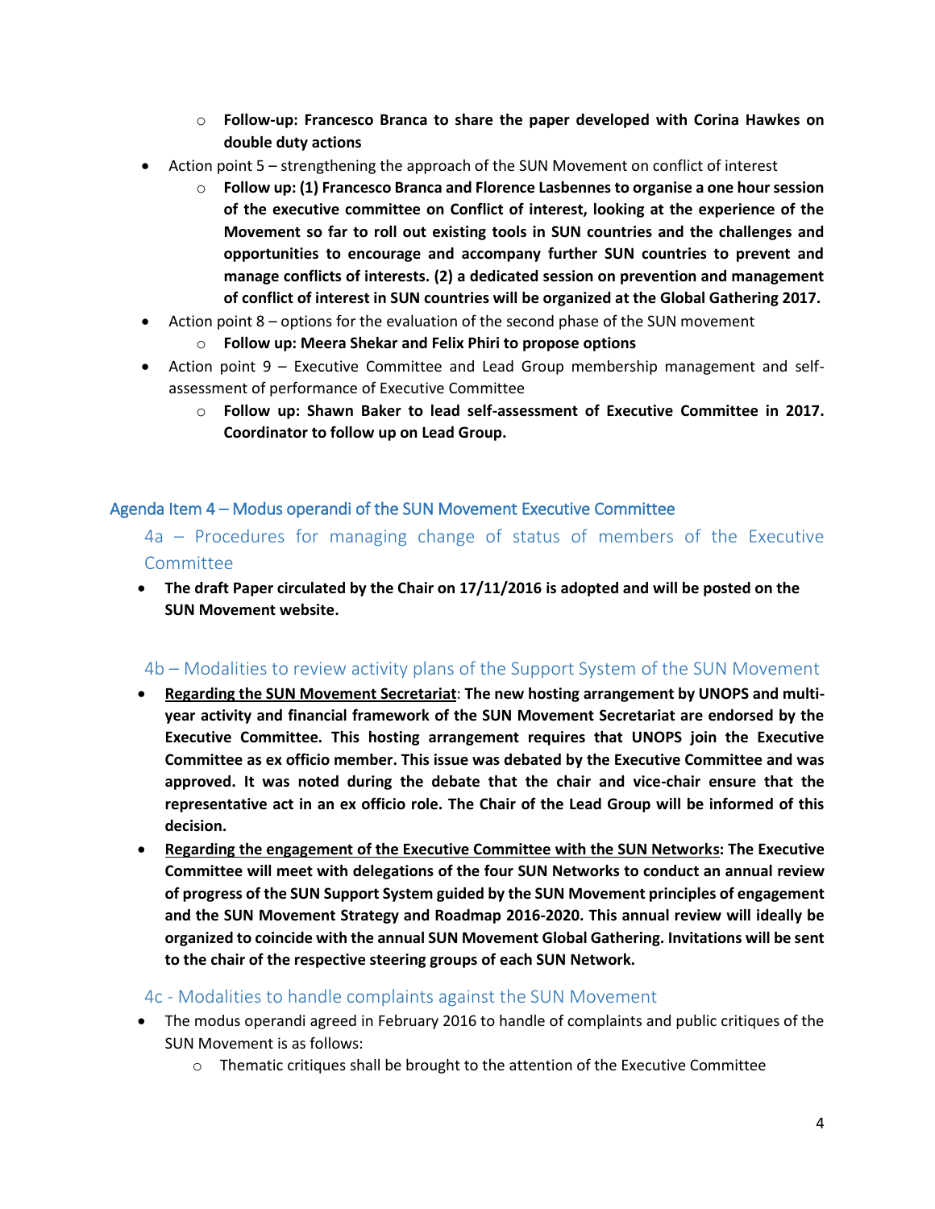- **Follow-up: Francesco Branca to share the paper developed with Corina Hawkes on double duty actions**
- Action point 5 – strengthening the approach of the SUN Movement on conflict of interest
    - **Follow up: (1) Francesco Branca and Florence Lasbennes to organise a one hour session of the executive committee on Conflict of interest, looking at the experience of the Movement so far to roll out existing tools in SUN countries and the challenges and opportunities to encourage and accompany further SUN countries to prevent and manage conflicts of interests. (2) a dedicated session on prevention and management of conflict of interest in SUN countries will be organized at the Global Gathering 2017.**
- Action point 8 – options for the evaluation of the second phase of the SUN movement
    - **Follow up: Meera Shekar and Felix Phiri to propose options**
- Action point 9 – Executive Committee and Lead Group membership management and self-assessment of performance of Executive Committee
    - **Follow up: Shawn Baker to lead self-assessment of Executive Committee in 2017. Coordinator to follow up on Lead Group.**

## Agenda Item 4 – Modus operandi of the SUN Movement Executive Committee

### 4a – Procedures for managing change of status of members of the Executive Committee

- **The draft Paper circulated by the Chair on 17/11/2016 is adopted and will be posted on the SUN Movement website.**

### 4b – Modalities to review activity plans of the Support System of the SUN Movement

- **<u>Regarding the SUN Movement Secretariat</u>: The new hosting arrangement by UNOPS and multi-year activity and financial framework of the SUN Movement Secretariat are endorsed by the Executive Committee. This hosting arrangement requires that UNOPS join the Executive Committee as ex officio member. This issue was debated by the Executive Committee and was approved. It was noted during the debate that the chair and vice-chair ensure that the representative act in an ex officio role. The Chair of the Lead Group will be informed of this decision.**
- **<u>Regarding the engagement of the Executive Committee with the SUN Networks</u>: The Executive Committee will meet with delegations of the four SUN Networks to conduct an annual review of progress of the SUN Support System guided by the SUN Movement principles of engagement and the SUN Movement Strategy and Roadmap 2016-2020. This annual review will ideally be organized to coincide with the annual SUN Movement Global Gathering. Invitations will be sent to the chair of the respective steering groups of each SUN Network.**

### 4c - Modalities to handle complaints against the SUN Movement

- The modus operandi agreed in February 2016 to handle of complaints and public critiques of the SUN Movement is as follows:
    - Thematic critiques shall be brought to the attention of the Executive Committee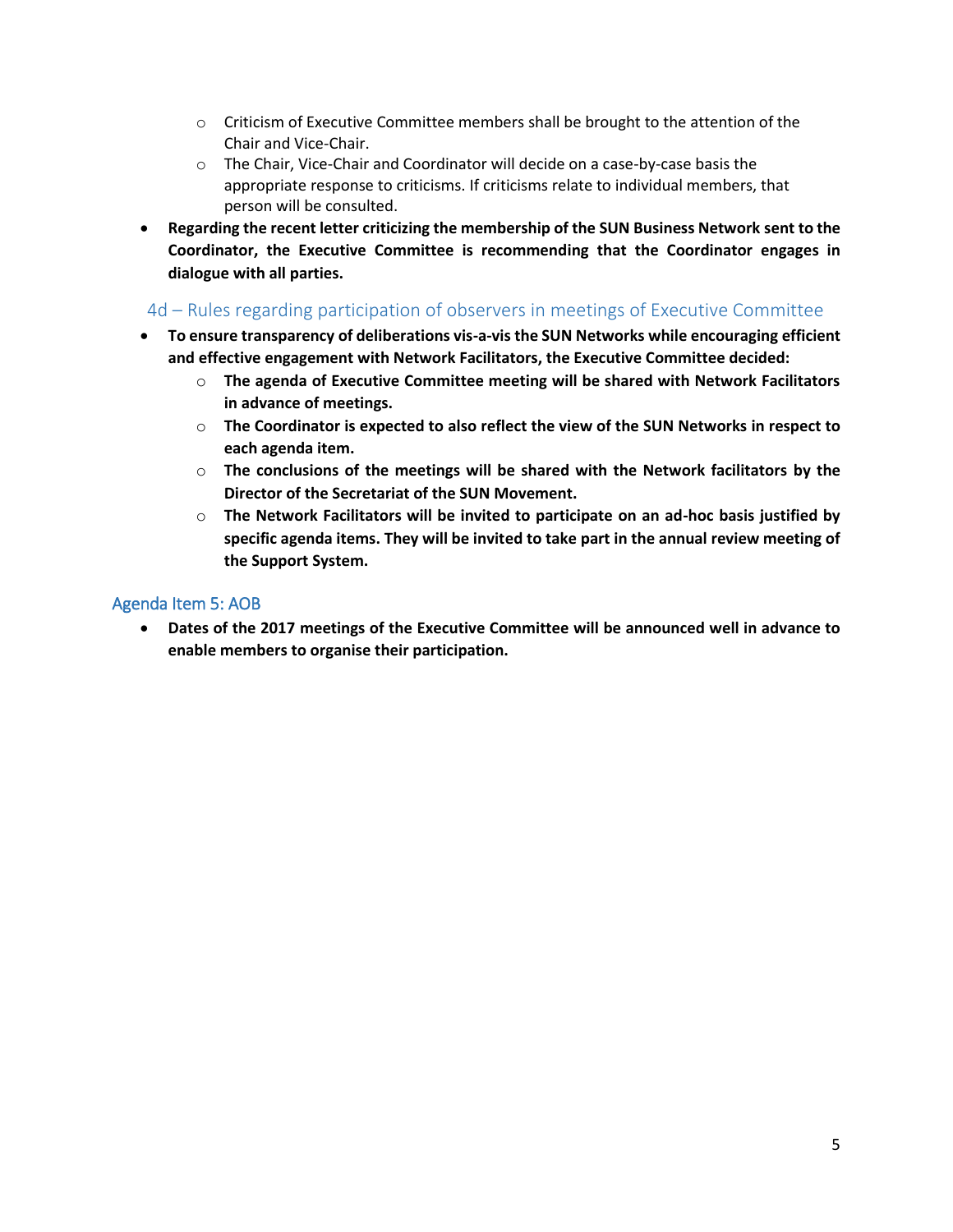- Criticism of Executive Committee members shall be brought to the attention of the Chair and Vice-Chair.
  - The Chair, Vice-Chair and Coordinator will decide on a case-by-case basis the appropriate response to criticisms. If criticisms relate to individual members, that person will be consulted.
- **Regarding the recent letter criticizing the membership of the SUN Business Network sent to the Coordinator, the Executive Committee is recommending that the Coordinator engages in dialogue with all parties.**

### 4d – Rules regarding participation of observers in meetings of Executive Committee

- **To ensure transparency of deliberations vis-a-vis the SUN Networks while encouraging efficient and effective engagement with Network Facilitators, the Executive Committee decided:**
  - **The agenda of Executive Committee meeting will be shared with Network Facilitators in advance of meetings.**
  - **The Coordinator is expected to also reflect the view of the SUN Networks in respect to each agenda item.**
  - **The conclusions of the meetings will be shared with the Network facilitators by the Director of the Secretariat of the SUN Movement.**
  - **The Network Facilitators will be invited to participate on an ad-hoc basis justified by specific agenda items. They will be invited to take part in the annual review meeting of the Support System.**

## Agenda Item 5: AOB

- **Dates of the 2017 meetings of the Executive Committee will be announced well in advance to enable members to organise their participation.**